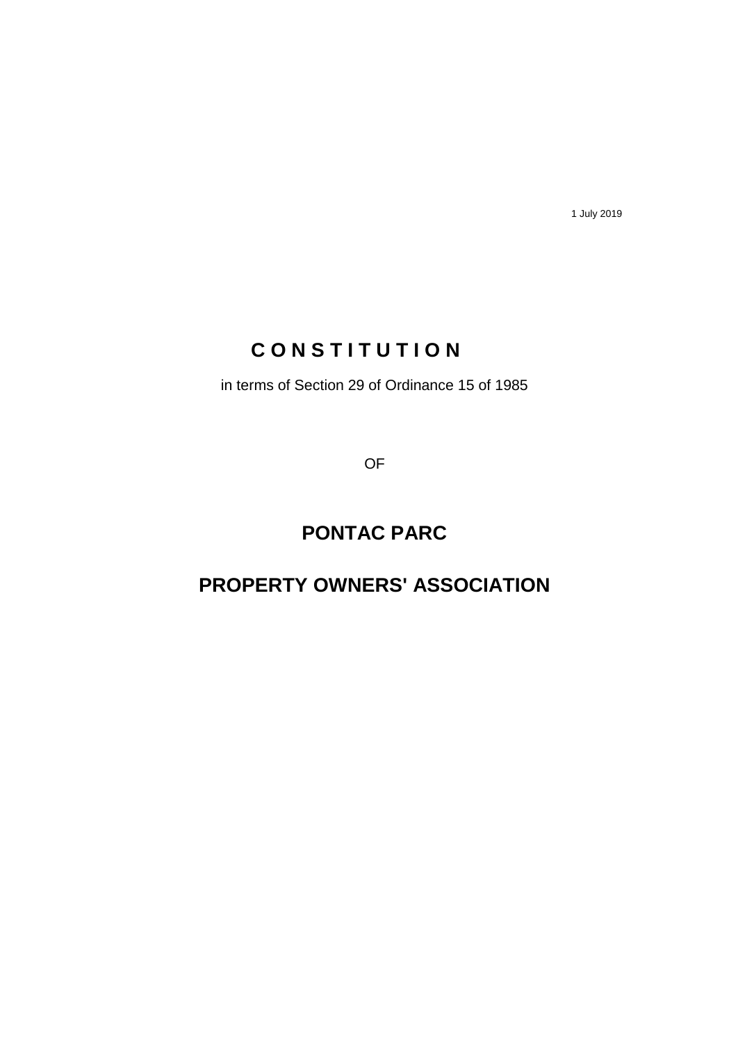1 July 2019

# C O N S T I T U T I O N

in terms of Section 29 of Ordinance 15 of 1985

OF

# PONTAC PARC

# PROPERTY OWNERS' ASSOCIATION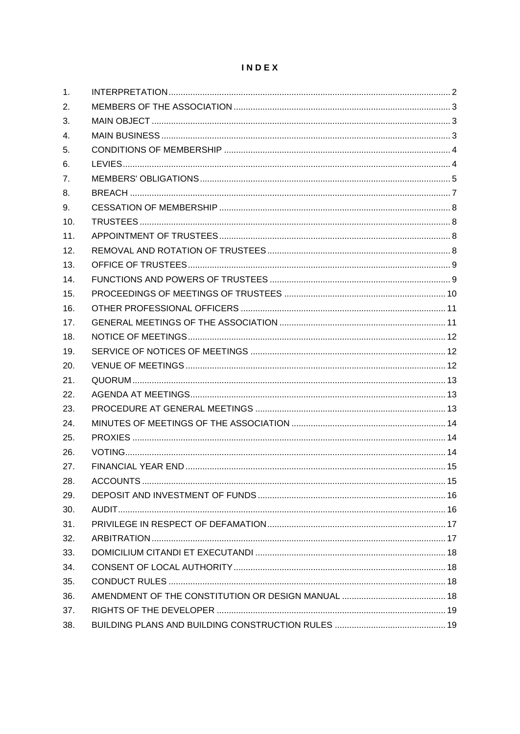# INDEX

| | | |
|---|---|---|
| 1. | INTERPRETATION | 2 |
| 2. | MEMBERS OF THE ASSOCIATION | 3 |
| 3. | MAIN OBJECT | 3 |
| 4. | MAIN BUSINESS | 3 |
| 5. | CONDITIONS OF MEMBERSHIP | 4 |
| 6. | LEVIES | 4 |
| 7. | MEMBERS' OBLIGATIONS | 5 |
| 8. | BREACH | 7 |
| 9. | CESSATION OF MEMBERSHIP | 8 |
| 10. | TRUSTEES | 8 |
| 11. | APPOINTMENT OF TRUSTEES | 8 |
| 12. | REMOVAL AND ROTATION OF TRUSTEES | 8 |
| 13. | OFFICE OF TRUSTEES | 9 |
| 14. | FUNCTIONS AND POWERS OF TRUSTEES | 9 |
| 15. | PROCEEDINGS OF MEETINGS OF TRUSTEES | 10 |
| 16. | OTHER PROFESSIONAL OFFICERS | 11 |
| 17. | GENERAL MEETINGS OF THE ASSOCIATION | 11 |
| 18. | NOTICE OF MEETINGS | 12 |
| 19. | SERVICE OF NOTICES OF MEETINGS | 12 |
| 20. | VENUE OF MEETINGS | 12 |
| 21. | QUORUM | 13 |
| 22. | AGENDA AT MEETINGS | 13 |
| 23. | PROCEDURE AT GENERAL MEETINGS | 13 |
| 24. | MINUTES OF MEETINGS OF THE ASSOCIATION | 14 |
| 25. | PROXIES | 14 |
| 26. | VOTING | 14 |
| 27. | FINANCIAL YEAR END | 15 |
| 28. | ACCOUNTS | 15 |
| 29. | DEPOSIT AND INVESTMENT OF FUNDS | 16 |
| 30. | AUDIT | 16 |
| 31. | PRIVILEGE IN RESPECT OF DEFAMATION | 17 |
| 32. | ARBITRATION | 17 |
| 33. | DOMICILIUM CITANDI ET EXECUTANDI | 18 |
| 34. | CONSENT OF LOCAL AUTHORITY | 18 |
| 35. | CONDUCT RULES | 18 |
| 36. | AMENDMENT OF THE CONSTITUTION OR DESIGN MANUAL | 18 |
| 37. | RIGHTS OF THE DEVELOPER | 19 |
| 38. | BUILDING PLANS AND BUILDING CONSTRUCTION RULES | 19 |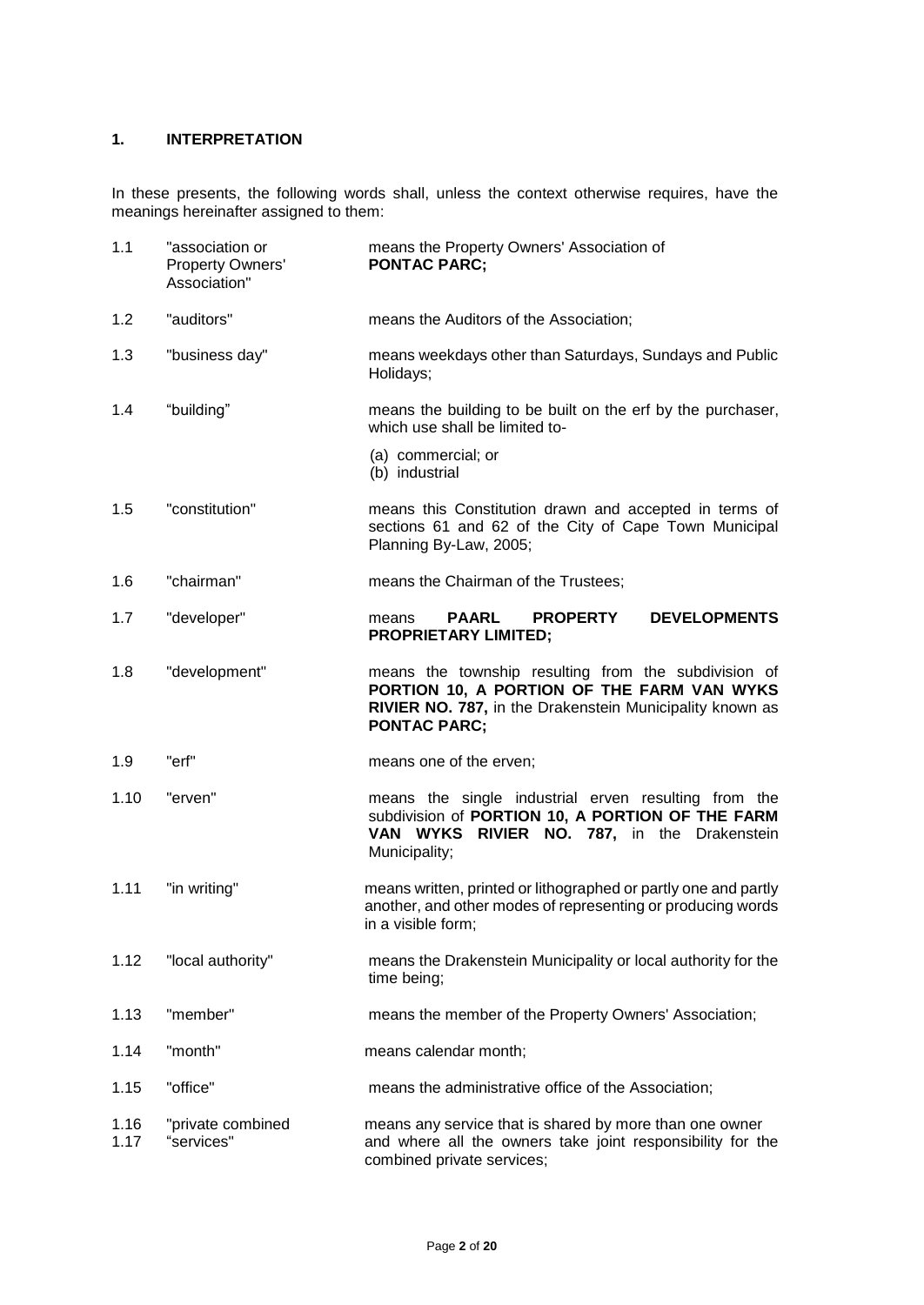## 1. INTERPRETATION

In these presents, the following words shall, unless the context otherwise requires, have the meanings hereinafter assigned to them:

| | | |
|---|---|---|
| 1.1 | "association or Property Owners' Association" | means the Property Owners' Association of **PONTAC PARC;** |
| 1.2 | "auditors" | means the Auditors of the Association; |
| 1.3 | "business day" | means weekdays other than Saturdays, Sundays and Public Holidays; |
| 1.4 | "building" | means the building to be built on the erf by the purchaser, which use shall be limited to- (a) commercial; or (b) industrial |
| 1.5 | "constitution" | means this Constitution drawn and accepted in terms of sections 61 and 62 of the City of Cape Town Municipal Planning By-Law, 2005; |
| 1.6 | "chairman" | means the Chairman of the Trustees; |
| 1.7 | "developer" | means **PAARL PROPERTY DEVELOPMENTS PROPRIETARY LIMITED;** |
| 1.8 | "development" | means the township resulting from the subdivision of **PORTION 10, A PORTION OF THE FARM VAN WYKS RIVIER NO. 787,** in the Drakenstein Municipality known as **PONTAC PARC;** |
| 1.9 | "erf" | means one of the erven; |
| 1.10 | "erven" | means the single industrial erven resulting from the subdivision of **PORTION 10, A PORTION OF THE FARM VAN WYKS RIVIER NO. 787,** in the Drakenstein Municipality; |
| 1.11 | "in writing" | means written, printed or lithographed or partly one and partly another, and other modes of representing or producing words in a visible form; |
| 1.12 | "local authority" | means the Drakenstein Municipality or local authority for the time being; |
| 1.13 | "member" | means the member of the Property Owners' Association; |
| 1.14 | "month" | means calendar month; |
| 1.15 | "office" | means the administrative office of the Association; |
| 1.16 1.17 | "private combined "services" | means any service that is shared by more than one owner and where all the owners take joint responsibility for the combined private services; |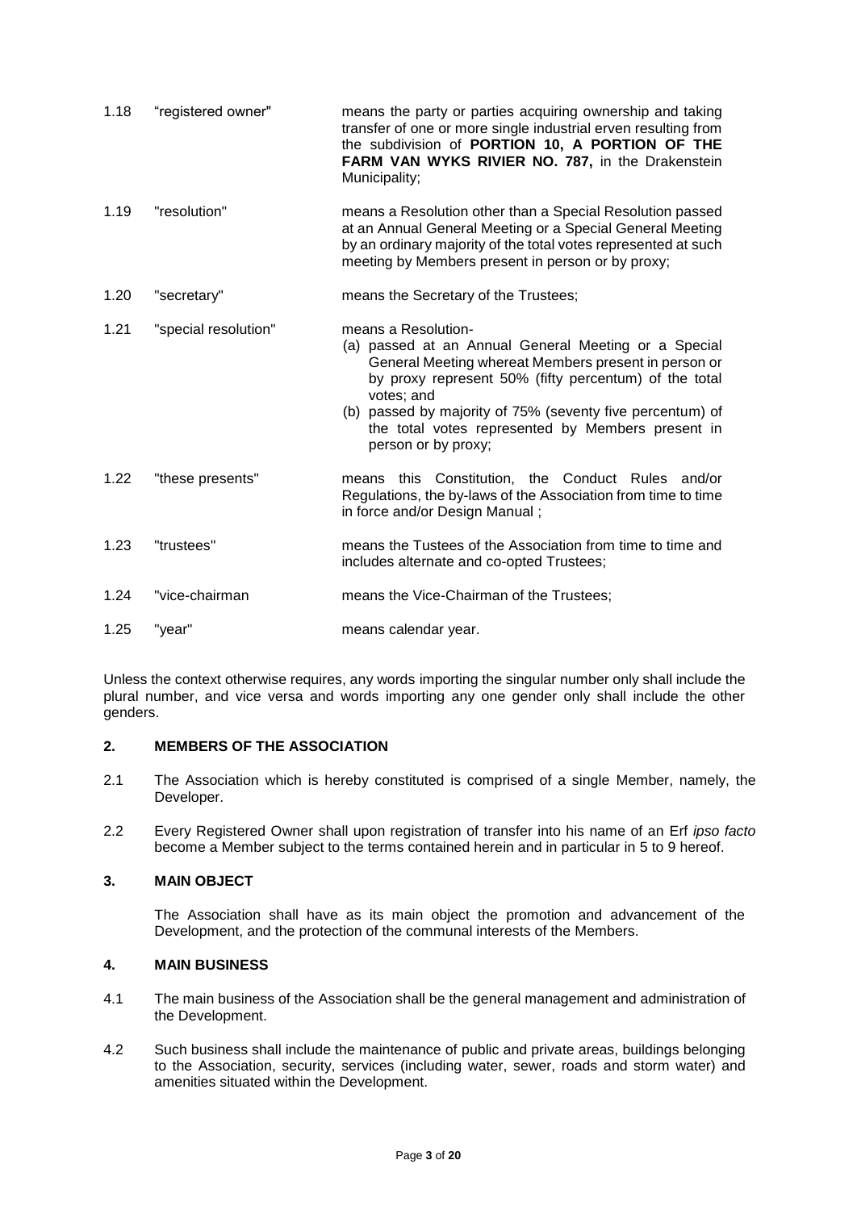| | | |
|---|---|---|
| 1.18 | "registered owner" | means the party or parties acquiring ownership and taking transfer of one or more single industrial erven resulting from the subdivision of **PORTION 10, A PORTION OF THE FARM VAN WYKS RIVIER NO. 787,** in the Drakenstein Municipality; |
| 1.19 | "resolution" | means a Resolution other than a Special Resolution passed at an Annual General Meeting or a Special General Meeting by an ordinary majority of the total votes represented at such meeting by Members present in person or by proxy; |
| 1.20 | "secretary" | means the Secretary of the Trustees; |
| 1.21 | "special resolution" | means a Resolution- (a) passed at an Annual General Meeting or a Special General Meeting whereat Members present in person or by proxy represent 50% (fifty percentum) of the total votes; and (b) passed by majority of 75% (seventy five percentum) of the total votes represented by Members present in person or by proxy; |
| 1.22 | "these presents" | means this Constitution, the Conduct Rules and/or Regulations, the by-laws of the Association from time to time in force and/or Design Manual ; |
| 1.23 | "trustees" | means the Tustees of the Association from time to time and includes alternate and co-opted Trustees; |
| 1.24 | "vice-chairman | means the Vice-Chairman of the Trustees; |
| 1.25 | "year" | means calendar year. |

Unless the context otherwise requires, any words importing the singular number only shall include the plural number, and vice versa and words importing any one gender only shall include the other genders.

## 2. MEMBERS OF THE ASSOCIATION

2.1 The Association which is hereby constituted is comprised of a single Member, namely, the Developer.

2.2 Every Registered Owner shall upon registration of transfer into his name of an Erf *ipso facto* become a Member subject to the terms contained herein and in particular in 5 to 9 hereof.

## 3. MAIN OBJECT

The Association shall have as its main object the promotion and advancement of the Development, and the protection of the communal interests of the Members.

## 4. MAIN BUSINESS

4.1 The main business of the Association shall be the general management and administration of the Development.

4.2 Such business shall include the maintenance of public and private areas, buildings belonging to the Association, security, services (including water, sewer, roads and storm water) and amenities situated within the Development.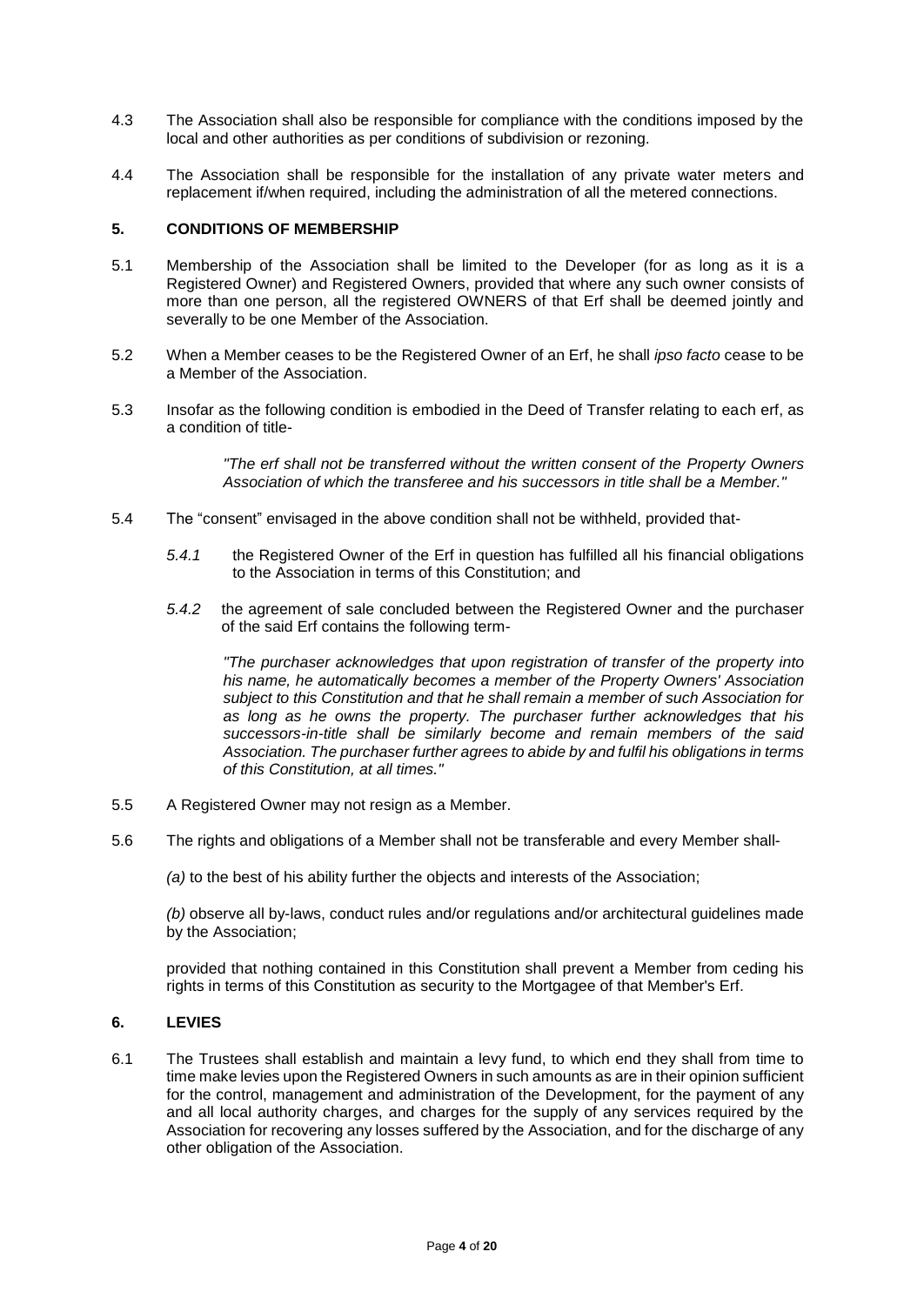4.3 The Association shall also be responsible for compliance with the conditions imposed by the local and other authorities as per conditions of subdivision or rezoning.

4.4 The Association shall be responsible for the installation of any private water meters and replacement if/when required, including the administration of all the metered connections.

## 5. CONDITIONS OF MEMBERSHIP

5.1 Membership of the Association shall be limited to the Developer (for as long as it is a Registered Owner) and Registered Owners, provided that where any such owner consists of more than one person, all the registered OWNERS of that Erf shall be deemed jointly and severally to be one Member of the Association.

5.2 When a Member ceases to be the Registered Owner of an Erf, he shall *ipso facto* cease to be a Member of the Association.

5.3 Insofar as the following condition is embodied in the Deed of Transfer relating to each erf, as a condition of title-

> *"The erf shall not be transferred without the written consent of the Property Owners Association of which the transferee and his successors in title shall be a Member."*

5.4 The "consent" envisaged in the above condition shall not be withheld, provided that-

*5.4.1* the Registered Owner of the Erf in question has fulfilled all his financial obligations to the Association in terms of this Constitution; and

*5.4.2* the agreement of sale concluded between the Registered Owner and the purchaser of the said Erf contains the following term-

> *"The purchaser acknowledges that upon registration of transfer of the property into his name, he automatically becomes a member of the Property Owners' Association subject to this Constitution and that he shall remain a member of such Association for as long as he owns the property. The purchaser further acknowledges that his successors-in-title shall be similarly become and remain members of the said Association. The purchaser further agrees to abide by and fulfil his obligations in terms of this Constitution, at all times."*

5.5 A Registered Owner may not resign as a Member.

5.6 The rights and obligations of a Member shall not be transferable and every Member shall-

*(a)* to the best of his ability further the objects and interests of the Association;

*(b)* observe all by-laws, conduct rules and/or regulations and/or architectural guidelines made by the Association;

provided that nothing contained in this Constitution shall prevent a Member from ceding his rights in terms of this Constitution as security to the Mortgagee of that Member's Erf.

## 6. LEVIES

6.1 The Trustees shall establish and maintain a levy fund, to which end they shall from time to time make levies upon the Registered Owners in such amounts as are in their opinion sufficient for the control, management and administration of the Development, for the payment of any and all local authority charges, and charges for the supply of any services required by the Association for recovering any losses suffered by the Association, and for the discharge of any other obligation of the Association.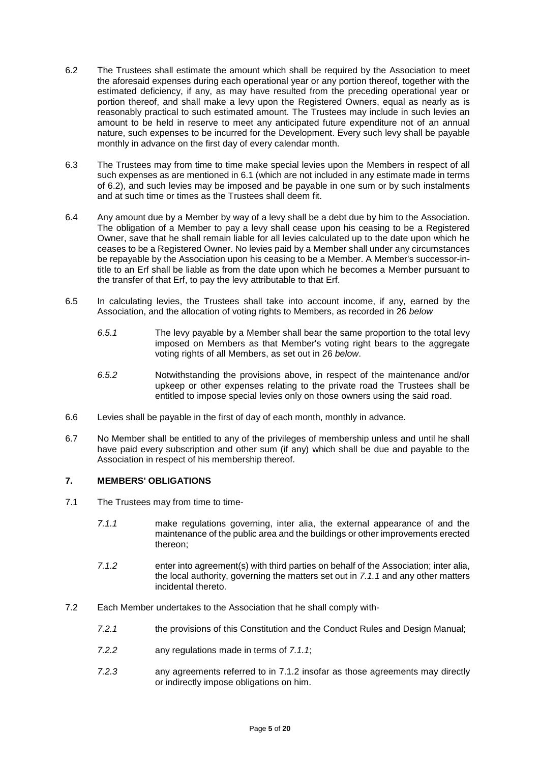6.2 The Trustees shall estimate the amount which shall be required by the Association to meet the aforesaid expenses during each operational year or any portion thereof, together with the estimated deficiency, if any, as may have resulted from the preceding operational year or portion thereof, and shall make a levy upon the Registered Owners, equal as nearly as is reasonably practical to such estimated amount. The Trustees may include in such levies an amount to be held in reserve to meet any anticipated future expenditure not of an annual nature, such expenses to be incurred for the Development. Every such levy shall be payable monthly in advance on the first day of every calendar month.

6.3 The Trustees may from time to time make special levies upon the Members in respect of all such expenses as are mentioned in 6.1 (which are not included in any estimate made in terms of 6.2), and such levies may be imposed and be payable in one sum or by such instalments and at such time or times as the Trustees shall deem fit.

6.4 Any amount due by a Member by way of a levy shall be a debt due by him to the Association. The obligation of a Member to pay a levy shall cease upon his ceasing to be a Registered Owner, save that he shall remain liable for all levies calculated up to the date upon which he ceases to be a Registered Owner. No levies paid by a Member shall under any circumstances be repayable by the Association upon his ceasing to be a Member. A Member's successor-in-title to an Erf shall be liable as from the date upon which he becomes a Member pursuant to the transfer of that Erf, to pay the levy attributable to that Erf.

6.5 In calculating levies, the Trustees shall take into account income, if any, earned by the Association, and the allocation of voting rights to Members, as recorded in 26 *below*

*6.5.1* The levy payable by a Member shall bear the same proportion to the total levy imposed on Members as that Member's voting right bears to the aggregate voting rights of all Members, as set out in 26 *below*.

*6.5.2* Notwithstanding the provisions above, in respect of the maintenance and/or upkeep or other expenses relating to the private road the Trustees shall be entitled to impose special levies only on those owners using the said road.

6.6 Levies shall be payable in the first of day of each month, monthly in advance.

6.7 No Member shall be entitled to any of the privileges of membership unless and until he shall have paid every subscription and other sum (if any) which shall be due and payable to the Association in respect of his membership thereof.

## 7. MEMBERS' OBLIGATIONS

7.1 The Trustees may from time to time-

*7.1.1* make regulations governing, inter alia, the external appearance of and the maintenance of the public area and the buildings or other improvements erected thereon;

*7.1.2* enter into agreement(s) with third parties on behalf of the Association; inter alia, the local authority, governing the matters set out in *7.1.1* and any other matters incidental thereto.

7.2 Each Member undertakes to the Association that he shall comply with-

*7.2.1* the provisions of this Constitution and the Conduct Rules and Design Manual;

*7.2.2* any regulations made in terms of *7.1.1*;

*7.2.3* any agreements referred to in 7.1.2 insofar as those agreements may directly or indirectly impose obligations on him.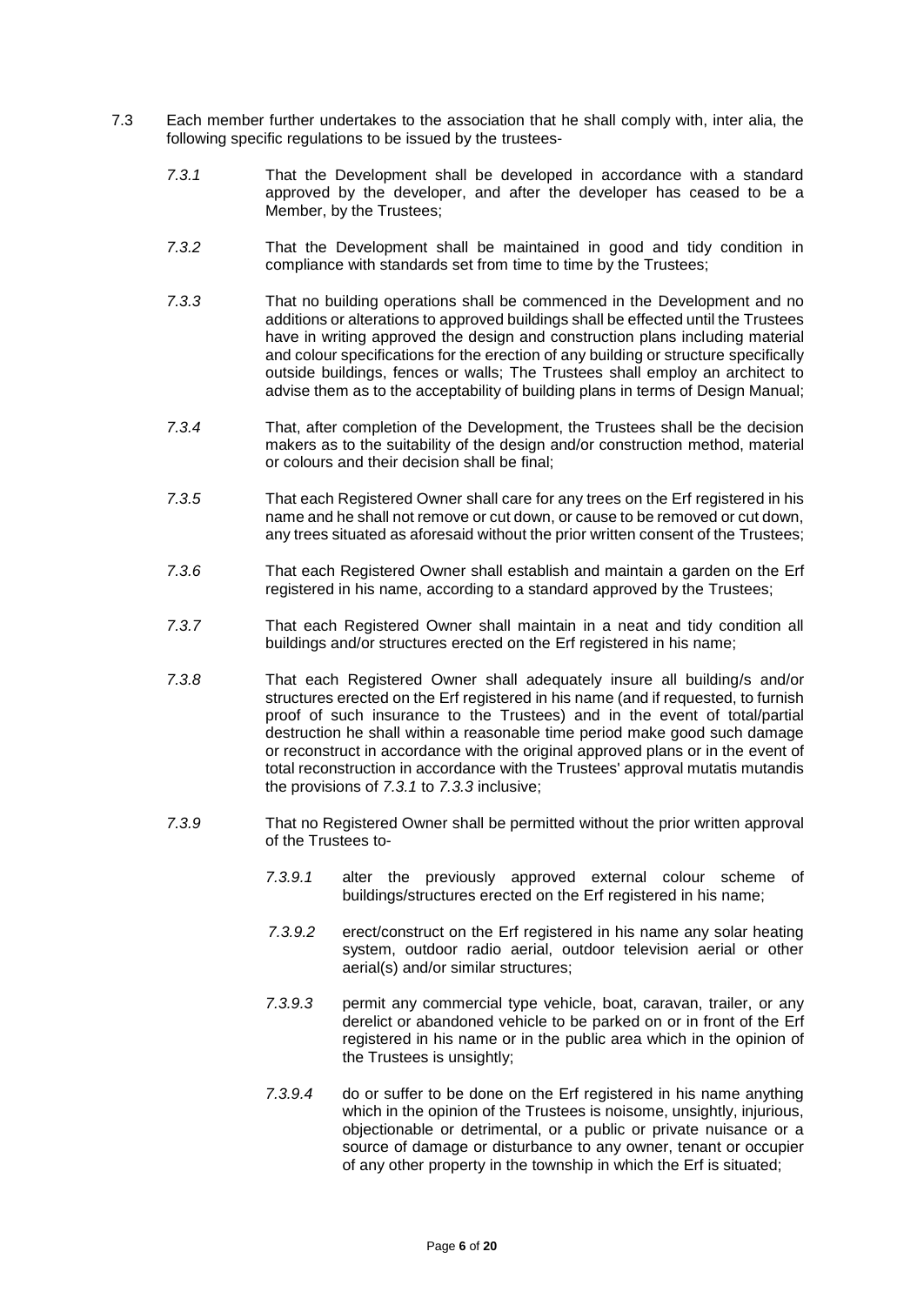7.3 Each member further undertakes to the association that he shall comply with, inter alia, the following specific regulations to be issued by the trustees-

*7.3.1* That the Development shall be developed in accordance with a standard approved by the developer, and after the developer has ceased to be a Member, by the Trustees;

*7.3.2* That the Development shall be maintained in good and tidy condition in compliance with standards set from time to time by the Trustees;

*7.3.3* That no building operations shall be commenced in the Development and no additions or alterations to approved buildings shall be effected until the Trustees have in writing approved the design and construction plans including material and colour specifications for the erection of any building or structure specifically outside buildings, fences or walls; The Trustees shall employ an architect to advise them as to the acceptability of building plans in terms of Design Manual;

*7.3.4* That, after completion of the Development, the Trustees shall be the decision makers as to the suitability of the design and/or construction method, material or colours and their decision shall be final;

*7.3.5* That each Registered Owner shall care for any trees on the Erf registered in his name and he shall not remove or cut down, or cause to be removed or cut down, any trees situated as aforesaid without the prior written consent of the Trustees;

*7.3.6* That each Registered Owner shall establish and maintain a garden on the Erf registered in his name, according to a standard approved by the Trustees;

*7.3.7* That each Registered Owner shall maintain in a neat and tidy condition all buildings and/or structures erected on the Erf registered in his name;

*7.3.8* That each Registered Owner shall adequately insure all building/s and/or structures erected on the Erf registered in his name (and if requested, to furnish proof of such insurance to the Trustees) and in the event of total/partial destruction he shall within a reasonable time period make good such damage or reconstruct in accordance with the original approved plans or in the event of total reconstruction in accordance with the Trustees' approval mutatis mutandis the provisions of *7.3.1* to *7.3.3* inclusive;

*7.3.9* That no Registered Owner shall be permitted without the prior written approval of the Trustees to-

*7.3.9.1* alter the previously approved external colour scheme of buildings/structures erected on the Erf registered in his name;

*7.3.9.2* erect/construct on the Erf registered in his name any solar heating system, outdoor radio aerial, outdoor television aerial or other aerial(s) and/or similar structures;

*7.3.9.3* permit any commercial type vehicle, boat, caravan, trailer, or any derelict or abandoned vehicle to be parked on or in front of the Erf registered in his name or in the public area which in the opinion of the Trustees is unsightly;

*7.3.9.4* do or suffer to be done on the Erf registered in his name anything which in the opinion of the Trustees is noisome, unsightly, injurious, objectionable or detrimental, or a public or private nuisance or a source of damage or disturbance to any owner, tenant or occupier of any other property in the township in which the Erf is situated;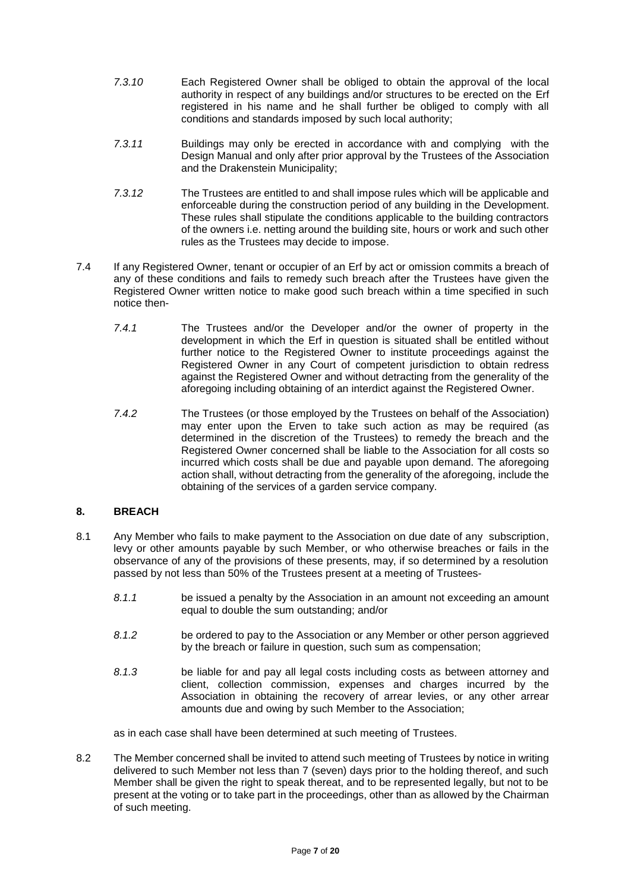*7.3.10* Each Registered Owner shall be obliged to obtain the approval of the local authority in respect of any buildings and/or structures to be erected on the Erf registered in his name and he shall further be obliged to comply with all conditions and standards imposed by such local authority;

*7.3.11* Buildings may only be erected in accordance with and complying with the Design Manual and only after prior approval by the Trustees of the Association and the Drakenstein Municipality;

*7.3.12* The Trustees are entitled to and shall impose rules which will be applicable and enforceable during the construction period of any building in the Development. These rules shall stipulate the conditions applicable to the building contractors of the owners i.e. netting around the building site, hours or work and such other rules as the Trustees may decide to impose.

7.4 If any Registered Owner, tenant or occupier of an Erf by act or omission commits a breach of any of these conditions and fails to remedy such breach after the Trustees have given the Registered Owner written notice to make good such breach within a time specified in such notice then-

*7.4.1* The Trustees and/or the Developer and/or the owner of property in the development in which the Erf in question is situated shall be entitled without further notice to the Registered Owner to institute proceedings against the Registered Owner in any Court of competent jurisdiction to obtain redress against the Registered Owner and without detracting from the generality of the aforegoing including obtaining of an interdict against the Registered Owner.

*7.4.2* The Trustees (or those employed by the Trustees on behalf of the Association) may enter upon the Erven to take such action as may be required (as determined in the discretion of the Trustees) to remedy the breach and the Registered Owner concerned shall be liable to the Association for all costs so incurred which costs shall be due and payable upon demand. The aforegoing action shall, without detracting from the generality of the aforegoing, include the obtaining of the services of a garden service company.

## 8. BREACH

8.1 Any Member who fails to make payment to the Association on due date of any subscription, levy or other amounts payable by such Member, or who otherwise breaches or fails in the observance of any of the provisions of these presents, may, if so determined by a resolution passed by not less than 50% of the Trustees present at a meeting of Trustees-

*8.1.1* be issued a penalty by the Association in an amount not exceeding an amount equal to double the sum outstanding; and/or

*8.1.2* be ordered to pay to the Association or any Member or other person aggrieved by the breach or failure in question, such sum as compensation;

*8.1.3* be liable for and pay all legal costs including costs as between attorney and client, collection commission, expenses and charges incurred by the Association in obtaining the recovery of arrear levies, or any other arrear amounts due and owing by such Member to the Association;

as in each case shall have been determined at such meeting of Trustees.

8.2 The Member concerned shall be invited to attend such meeting of Trustees by notice in writing delivered to such Member not less than 7 (seven) days prior to the holding thereof, and such Member shall be given the right to speak thereat, and to be represented legally, but not to be present at the voting or to take part in the proceedings, other than as allowed by the Chairman of such meeting.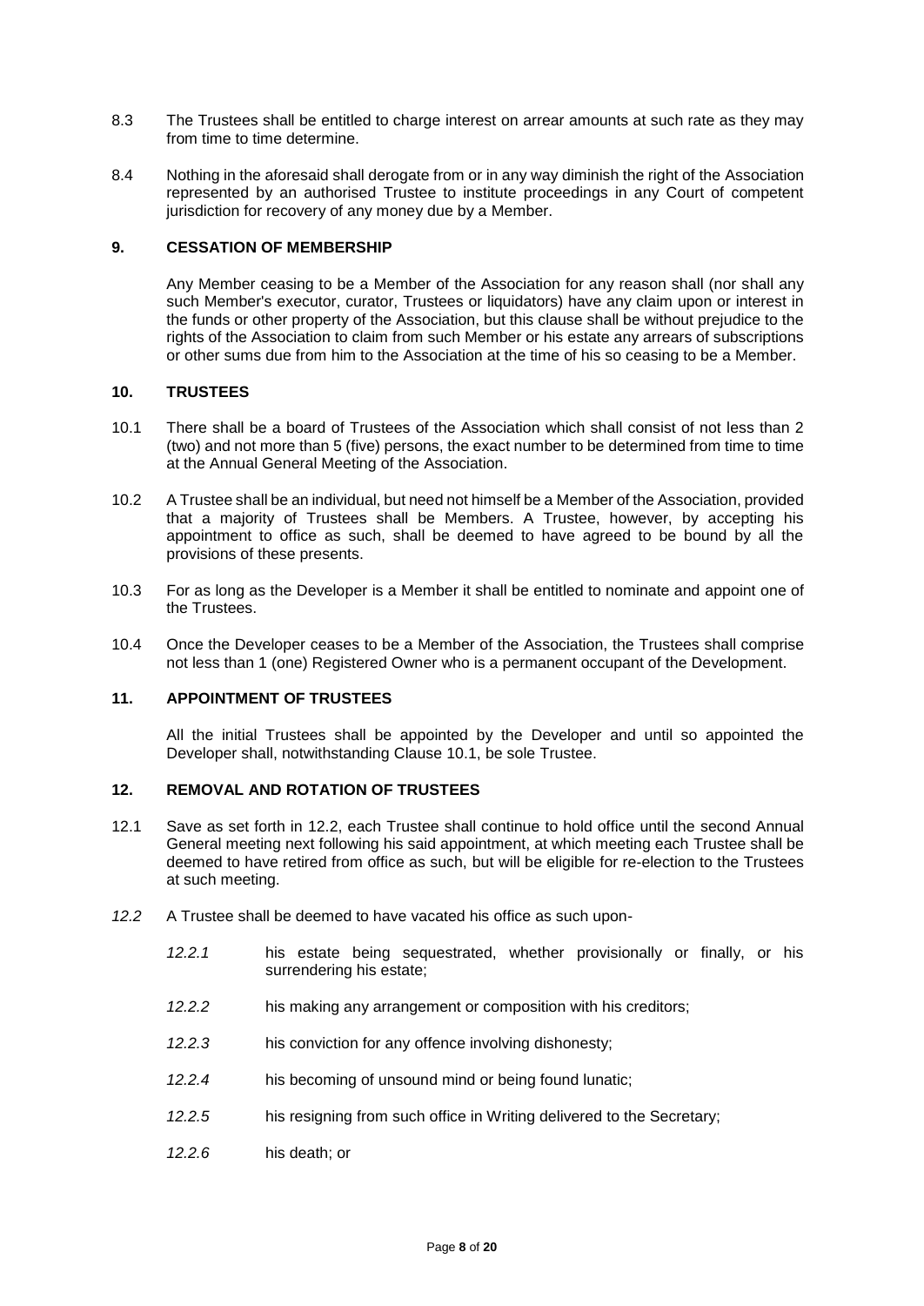8.3 The Trustees shall be entitled to charge interest on arrear amounts at such rate as they may from time to time determine.

8.4 Nothing in the aforesaid shall derogate from or in any way diminish the right of the Association represented by an authorised Trustee to institute proceedings in any Court of competent jurisdiction for recovery of any money due by a Member.

## 9. CESSATION OF MEMBERSHIP

Any Member ceasing to be a Member of the Association for any reason shall (nor shall any such Member's executor, curator, Trustees or liquidators) have any claim upon or interest in the funds or other property of the Association, but this clause shall be without prejudice to the rights of the Association to claim from such Member or his estate any arrears of subscriptions or other sums due from him to the Association at the time of his so ceasing to be a Member.

## 10. TRUSTEES

10.1 There shall be a board of Trustees of the Association which shall consist of not less than 2 (two) and not more than 5 (five) persons, the exact number to be determined from time to time at the Annual General Meeting of the Association.

10.2 A Trustee shall be an individual, but need not himself be a Member of the Association, provided that a majority of Trustees shall be Members. A Trustee, however, by accepting his appointment to office as such, shall be deemed to have agreed to be bound by all the provisions of these presents.

10.3 For as long as the Developer is a Member it shall be entitled to nominate and appoint one of the Trustees.

10.4 Once the Developer ceases to be a Member of the Association, the Trustees shall comprise not less than 1 (one) Registered Owner who is a permanent occupant of the Development.

## 11. APPOINTMENT OF TRUSTEES

All the initial Trustees shall be appointed by the Developer and until so appointed the Developer shall, notwithstanding Clause 10.1, be sole Trustee.

## 12. REMOVAL AND ROTATION OF TRUSTEES

12.1 Save as set forth in 12.2, each Trustee shall continue to hold office until the second Annual General meeting next following his said appointment, at which meeting each Trustee shall be deemed to have retired from office as such, but will be eligible for re-election to the Trustees at such meeting.

*12.2* A Trustee shall be deemed to have vacated his office as such upon-

*12.2.1* his estate being sequestrated, whether provisionally or finally, or his surrendering his estate;

*12.2.2* his making any arrangement or composition with his creditors;

*12.2.3* his conviction for any offence involving dishonesty;

*12.2.4* his becoming of unsound mind or being found lunatic;

*12.2.5* his resigning from such office in Writing delivered to the Secretary;

*12.2.6* his death; or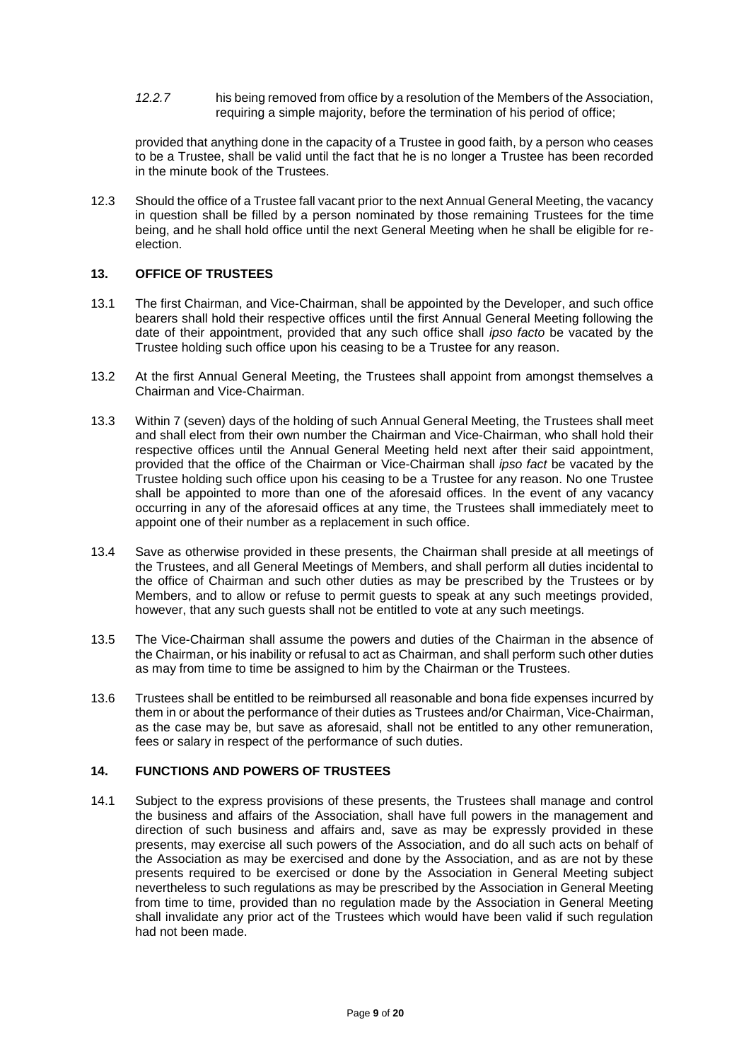*12.2.7* his being removed from office by a resolution of the Members of the Association, requiring a simple majority, before the termination of his period of office;

provided that anything done in the capacity of a Trustee in good faith, by a person who ceases to be a Trustee, shall be valid until the fact that he is no longer a Trustee has been recorded in the minute book of the Trustees.

12.3 Should the office of a Trustee fall vacant prior to the next Annual General Meeting, the vacancy in question shall be filled by a person nominated by those remaining Trustees for the time being, and he shall hold office until the next General Meeting when he shall be eligible for re-election.

## 13. OFFICE OF TRUSTEES

13.1 The first Chairman, and Vice-Chairman, shall be appointed by the Developer, and such office bearers shall hold their respective offices until the first Annual General Meeting following the date of their appointment, provided that any such office shall *ipso facto* be vacated by the Trustee holding such office upon his ceasing to be a Trustee for any reason.

13.2 At the first Annual General Meeting, the Trustees shall appoint from amongst themselves a Chairman and Vice-Chairman.

13.3 Within 7 (seven) days of the holding of such Annual General Meeting, the Trustees shall meet and shall elect from their own number the Chairman and Vice-Chairman, who shall hold their respective offices until the Annual General Meeting held next after their said appointment, provided that the office of the Chairman or Vice-Chairman shall *ipso fact* be vacated by the Trustee holding such office upon his ceasing to be a Trustee for any reason. No one Trustee shall be appointed to more than one of the aforesaid offices. In the event of any vacancy occurring in any of the aforesaid offices at any time, the Trustees shall immediately meet to appoint one of their number as a replacement in such office.

13.4 Save as otherwise provided in these presents, the Chairman shall preside at all meetings of the Trustees, and all General Meetings of Members, and shall perform all duties incidental to the office of Chairman and such other duties as may be prescribed by the Trustees or by Members, and to allow or refuse to permit guests to speak at any such meetings provided, however, that any such guests shall not be entitled to vote at any such meetings.

13.5 The Vice-Chairman shall assume the powers and duties of the Chairman in the absence of the Chairman, or his inability or refusal to act as Chairman, and shall perform such other duties as may from time to time be assigned to him by the Chairman or the Trustees.

13.6 Trustees shall be entitled to be reimbursed all reasonable and bona fide expenses incurred by them in or about the performance of their duties as Trustees and/or Chairman, Vice-Chairman, as the case may be, but save as aforesaid, shall not be entitled to any other remuneration, fees or salary in respect of the performance of such duties.

## 14. FUNCTIONS AND POWERS OF TRUSTEES

14.1 Subject to the express provisions of these presents, the Trustees shall manage and control the business and affairs of the Association, shall have full powers in the management and direction of such business and affairs and, save as may be expressly provided in these presents, may exercise all such powers of the Association, and do all such acts on behalf of the Association as may be exercised and done by the Association, and as are not by these presents required to be exercised or done by the Association in General Meeting subject nevertheless to such regulations as may be prescribed by the Association in General Meeting from time to time, provided than no regulation made by the Association in General Meeting shall invalidate any prior act of the Trustees which would have been valid if such regulation had not been made.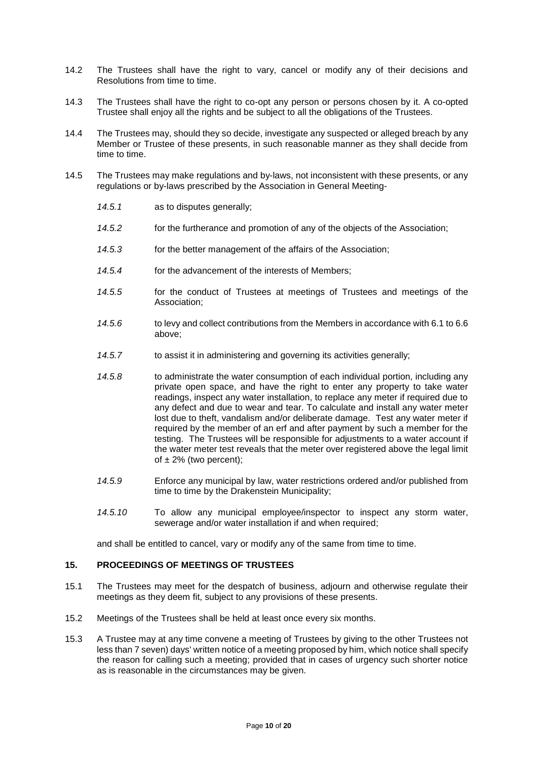14.2 The Trustees shall have the right to vary, cancel or modify any of their decisions and Resolutions from time to time.

14.3 The Trustees shall have the right to co-opt any person or persons chosen by it. A co-opted Trustee shall enjoy all the rights and be subject to all the obligations of the Trustees.

14.4 The Trustees may, should they so decide, investigate any suspected or alleged breach by any Member or Trustee of these presents, in such reasonable manner as they shall decide from time to time.

14.5 The Trustees may make regulations and by-laws, not inconsistent with these presents, or any regulations or by-laws prescribed by the Association in General Meeting-

*14.5.1* as to disputes generally;

*14.5.2* for the furtherance and promotion of any of the objects of the Association;

*14.5.3* for the better management of the affairs of the Association;

*14.5.4* for the advancement of the interests of Members;

*14.5.5* for the conduct of Trustees at meetings of Trustees and meetings of the Association;

*14.5.6* to levy and collect contributions from the Members in accordance with 6.1 to 6.6 above;

*14.5.7* to assist it in administering and governing its activities generally;

*14.5.8* to administrate the water consumption of each individual portion, including any private open space, and have the right to enter any property to take water readings, inspect any water installation, to replace any meter if required due to any defect and due to wear and tear. To calculate and install any water meter lost due to theft, vandalism and/or deliberate damage. Test any water meter if required by the member of an erf and after payment by such a member for the testing. The Trustees will be responsible for adjustments to a water account if the water meter test reveals that the meter over registered above the legal limit of ± 2% (two percent);

*14.5.9* Enforce any municipal by law, water restrictions ordered and/or published from time to time by the Drakenstein Municipality;

*14.5.10* To allow any municipal employee/inspector to inspect any storm water, sewerage and/or water installation if and when required;

and shall be entitled to cancel, vary or modify any of the same from time to time.

## 15. PROCEEDINGS OF MEETINGS OF TRUSTEES

15.1 The Trustees may meet for the despatch of business, adjourn and otherwise regulate their meetings as they deem fit, subject to any provisions of these presents.

15.2 Meetings of the Trustees shall be held at least once every six months.

15.3 A Trustee may at any time convene a meeting of Trustees by giving to the other Trustees not less than 7 seven) days' written notice of a meeting proposed by him, which notice shall specify the reason for calling such a meeting; provided that in cases of urgency such shorter notice as is reasonable in the circumstances may be given.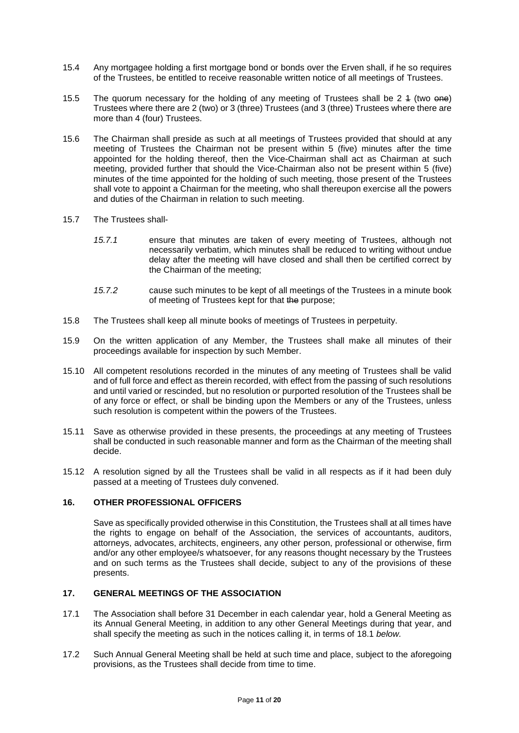15.4 Any mortgagee holding a first mortgage bond or bonds over the Erven shall, if he so requires of the Trustees, be entitled to receive reasonable written notice of all meetings of Trustees.

15.5 The quorum necessary for the holding of any meeting of Trustees shall be 2 ~~1~~ (two ~~one~~) Trustees where there are 2 (two) or 3 (three) Trustees (and 3 (three) Trustees where there are more than 4 (four) Trustees.

15.6 The Chairman shall preside as such at all meetings of Trustees provided that should at any meeting of Trustees the Chairman not be present within 5 (five) minutes after the time appointed for the holding thereof, then the Vice-Chairman shall act as Chairman at such meeting, provided further that should the Vice-Chairman also not be present within 5 (five) minutes of the time appointed for the holding of such meeting, those present of the Trustees shall vote to appoint a Chairman for the meeting, who shall thereupon exercise all the powers and duties of the Chairman in relation to such meeting.

15.7 The Trustees shall-

*15.7.1* ensure that minutes are taken of every meeting of Trustees, although not necessarily verbatim, which minutes shall be reduced to writing without undue delay after the meeting will have closed and shall then be certified correct by the Chairman of the meeting;

*15.7.2* cause such minutes to be kept of all meetings of the Trustees in a minute book of meeting of Trustees kept for that ~~the~~ purpose;

15.8 The Trustees shall keep all minute books of meetings of Trustees in perpetuity.

15.9 On the written application of any Member, the Trustees shall make all minutes of their proceedings available for inspection by such Member.

15.10 All competent resolutions recorded in the minutes of any meeting of Trustees shall be valid and of full force and effect as therein recorded, with effect from the passing of such resolutions and until varied or rescinded, but no resolution or purported resolution of the Trustees shall be of any force or effect, or shall be binding upon the Members or any of the Trustees, unless such resolution is competent within the powers of the Trustees.

15.11 Save as otherwise provided in these presents, the proceedings at any meeting of Trustees shall be conducted in such reasonable manner and form as the Chairman of the meeting shall decide.

15.12 A resolution signed by all the Trustees shall be valid in all respects as if it had been duly passed at a meeting of Trustees duly convened.

## 16. OTHER PROFESSIONAL OFFICERS

Save as specifically provided otherwise in this Constitution, the Trustees shall at all times have the rights to engage on behalf of the Association, the services of accountants, auditors, attorneys, advocates, architects, engineers, any other person, professional or otherwise, firm and/or any other employee/s whatsoever, for any reasons thought necessary by the Trustees and on such terms as the Trustees shall decide, subject to any of the provisions of these presents.

## 17. GENERAL MEETINGS OF THE ASSOCIATION

17.1 The Association shall before 31 December in each calendar year, hold a General Meeting as its Annual General Meeting, in addition to any other General Meetings during that year, and shall specify the meeting as such in the notices calling it, in terms of 18.1 *below.*

17.2 Such Annual General Meeting shall be held at such time and place, subject to the aforegoing provisions, as the Trustees shall decide from time to time.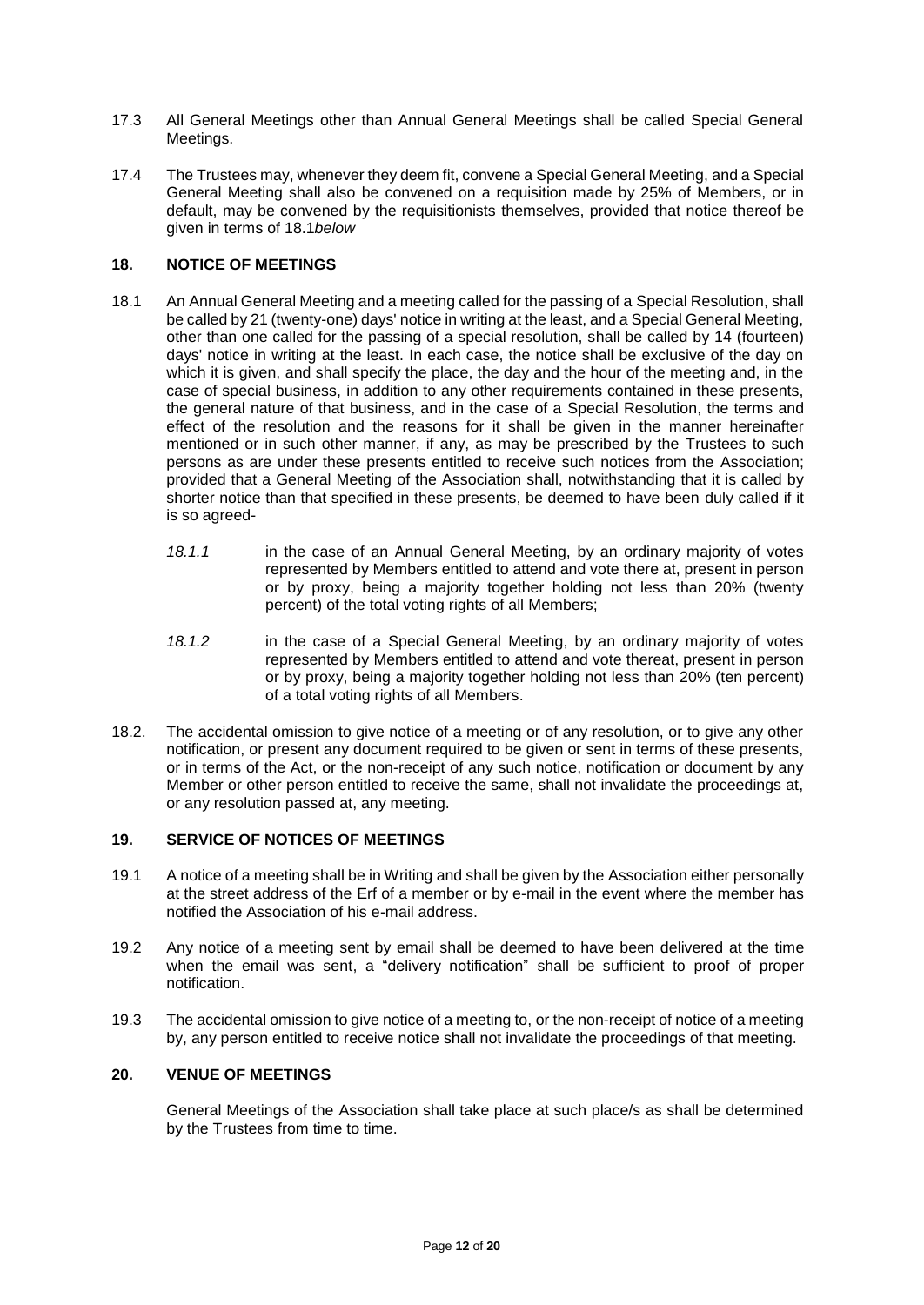17.3 All General Meetings other than Annual General Meetings shall be called Special General Meetings.

17.4 The Trustees may, whenever they deem fit, convene a Special General Meeting, and a Special General Meeting shall also be convened on a requisition made by 25% of Members, or in default, may be convened by the requisitionists themselves, provided that notice thereof be given in terms of 18.1*below*

## 18. NOTICE OF MEETINGS

18.1 An Annual General Meeting and a meeting called for the passing of a Special Resolution, shall be called by 21 (twenty-one) days' notice in writing at the least, and a Special General Meeting, other than one called for the passing of a special resolution, shall be called by 14 (fourteen) days' notice in writing at the least. In each case, the notice shall be exclusive of the day on which it is given, and shall specify the place, the day and the hour of the meeting and, in the case of special business, in addition to any other requirements contained in these presents, the general nature of that business, and in the case of a Special Resolution, the terms and effect of the resolution and the reasons for it shall be given in the manner hereinafter mentioned or in such other manner, if any, as may be prescribed by the Trustees to such persons as are under these presents entitled to receive such notices from the Association; provided that a General Meeting of the Association shall, notwithstanding that it is called by shorter notice than that specified in these presents, be deemed to have been duly called if it is so agreed-

*18.1.1* in the case of an Annual General Meeting, by an ordinary majority of votes represented by Members entitled to attend and vote there at, present in person or by proxy, being a majority together holding not less than 20% (twenty percent) of the total voting rights of all Members;

*18.1.2* in the case of a Special General Meeting, by an ordinary majority of votes represented by Members entitled to attend and vote thereat, present in person or by proxy, being a majority together holding not less than 20% (ten percent) of a total voting rights of all Members.

18.2. The accidental omission to give notice of a meeting or of any resolution, or to give any other notification, or present any document required to be given or sent in terms of these presents, or in terms of the Act, or the non-receipt of any such notice, notification or document by any Member or other person entitled to receive the same, shall not invalidate the proceedings at, or any resolution passed at, any meeting.

## 19. SERVICE OF NOTICES OF MEETINGS

19.1 A notice of a meeting shall be in Writing and shall be given by the Association either personally at the street address of the Erf of a member or by e-mail in the event where the member has notified the Association of his e-mail address.

19.2 Any notice of a meeting sent by email shall be deemed to have been delivered at the time when the email was sent, a "delivery notification" shall be sufficient to proof of proper notification.

19.3 The accidental omission to give notice of a meeting to, or the non-receipt of notice of a meeting by, any person entitled to receive notice shall not invalidate the proceedings of that meeting.

## 20. VENUE OF MEETINGS

General Meetings of the Association shall take place at such place/s as shall be determined by the Trustees from time to time.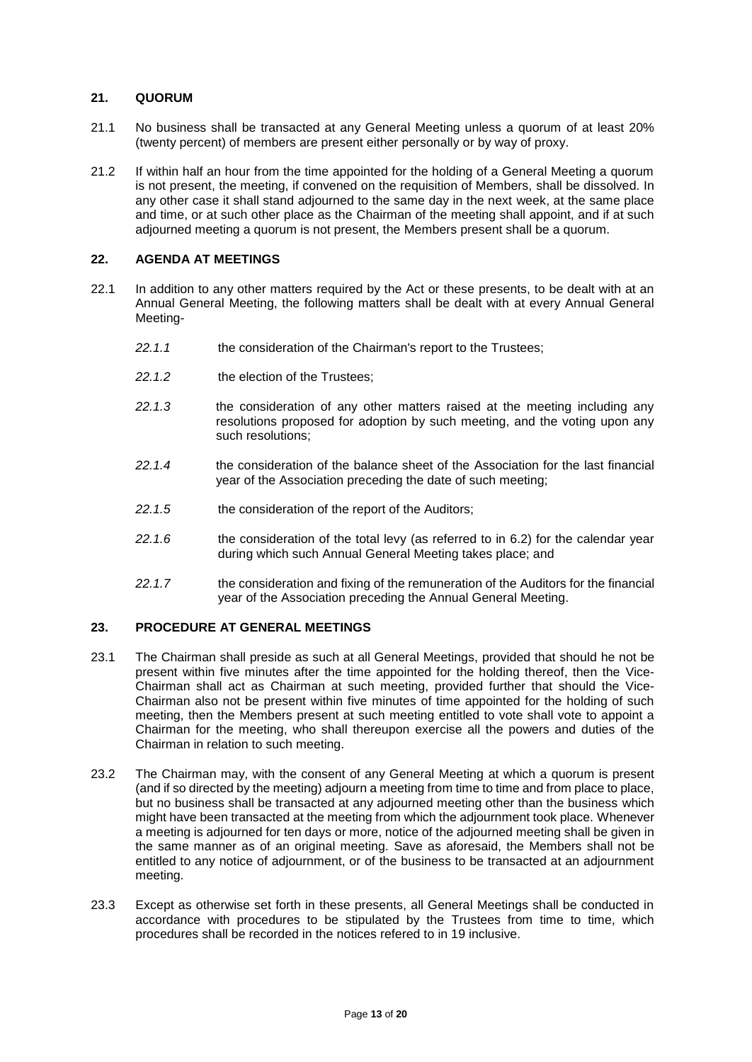## 21. QUORUM

21.1 No business shall be transacted at any General Meeting unless a quorum of at least 20% (twenty percent) of members are present either personally or by way of proxy.

21.2 If within half an hour from the time appointed for the holding of a General Meeting a quorum is not present, the meeting, if convened on the requisition of Members, shall be dissolved. In any other case it shall stand adjourned to the same day in the next week, at the same place and time, or at such other place as the Chairman of the meeting shall appoint, and if at such adjourned meeting a quorum is not present, the Members present shall be a quorum.

## 22. AGENDA AT MEETINGS

22.1 In addition to any other matters required by the Act or these presents, to be dealt with at an Annual General Meeting, the following matters shall be dealt with at every Annual General Meeting-

*22.1.1* the consideration of the Chairman's report to the Trustees;

*22.1.2* the election of the Trustees;

*22.1.3* the consideration of any other matters raised at the meeting including any resolutions proposed for adoption by such meeting, and the voting upon any such resolutions;

*22.1.4* the consideration of the balance sheet of the Association for the last financial year of the Association preceding the date of such meeting;

*22.1.5* the consideration of the report of the Auditors;

*22.1.6* the consideration of the total levy (as referred to in 6.2) for the calendar year during which such Annual General Meeting takes place; and

*22.1.7* the consideration and fixing of the remuneration of the Auditors for the financial year of the Association preceding the Annual General Meeting.

## 23. PROCEDURE AT GENERAL MEETINGS

23.1 The Chairman shall preside as such at all General Meetings, provided that should he not be present within five minutes after the time appointed for the holding thereof, then the Vice-Chairman shall act as Chairman at such meeting, provided further that should the Vice-Chairman also not be present within five minutes of time appointed for the holding of such meeting, then the Members present at such meeting entitled to vote shall vote to appoint a Chairman for the meeting, who shall thereupon exercise all the powers and duties of the Chairman in relation to such meeting.

23.2 The Chairman may, with the consent of any General Meeting at which a quorum is present (and if so directed by the meeting) adjourn a meeting from time to time and from place to place, but no business shall be transacted at any adjourned meeting other than the business which might have been transacted at the meeting from which the adjournment took place. Whenever a meeting is adjourned for ten days or more, notice of the adjourned meeting shall be given in the same manner as of an original meeting. Save as aforesaid, the Members shall not be entitled to any notice of adjournment, or of the business to be transacted at an adjournment meeting.

23.3 Except as otherwise set forth in these presents, all General Meetings shall be conducted in accordance with procedures to be stipulated by the Trustees from time to time, which procedures shall be recorded in the notices refered to in 19 inclusive.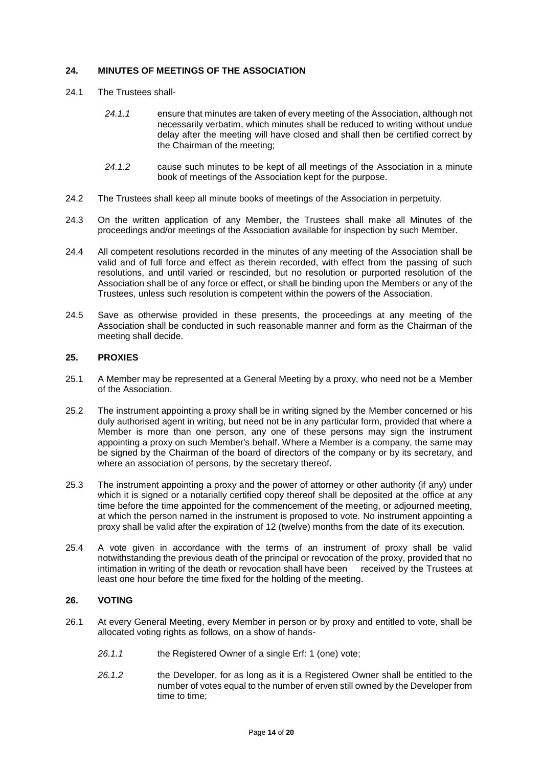## 24. MINUTES OF MEETINGS OF THE ASSOCIATION

24.1 The Trustees shall-

*24.1.1* ensure that minutes are taken of every meeting of the Association, although not necessarily verbatim, which minutes shall be reduced to writing without undue delay after the meeting will have closed and shall then be certified correct by the Chairman of the meeting;

*24.1.2* cause such minutes to be kept of all meetings of the Association in a minute book of meetings of the Association kept for the purpose.

24.2 The Trustees shall keep all minute books of meetings of the Association in perpetuity.

24.3 On the written application of any Member, the Trustees shall make all Minutes of the proceedings and/or meetings of the Association available for inspection by such Member.

24.4 All competent resolutions recorded in the minutes of any meeting of the Association shall be valid and of full force and effect as therein recorded, with effect from the passing of such resolutions, and until varied or rescinded, but no resolution or purported resolution of the Association shall be of any force or effect, or shall be binding upon the Members or any of the Trustees, unless such resolution is competent within the powers of the Association.

24.5 Save as otherwise provided in these presents, the proceedings at any meeting of the Association shall be conducted in such reasonable manner and form as the Chairman of the meeting shall decide.

## 25. PROXIES

25.1 A Member may be represented at a General Meeting by a proxy, who need not be a Member of the Association.

25.2 The instrument appointing a proxy shall be in writing signed by the Member concerned or his duly authorised agent in writing, but need not be in any particular form, provided that where a Member is more than one person, any one of these persons may sign the instrument appointing a proxy on such Member's behalf. Where a Member is a company, the same may be signed by the Chairman of the board of directors of the company or by its secretary, and where an association of persons, by the secretary thereof.

25.3 The instrument appointing a proxy and the power of attorney or other authority (if any) under which it is signed or a notarially certified copy thereof shall be deposited at the office at any time before the time appointed for the commencement of the meeting, or adjourned meeting, at which the person named in the instrument is proposed to vote. No instrument appointing a proxy shall be valid after the expiration of 12 (twelve) months from the date of its execution.

25.4 A vote given in accordance with the terms of an instrument of proxy shall be valid notwithstanding the previous death of the principal or revocation of the proxy, provided that no intimation in writing of the death or revocation shall have been received by the Trustees at least one hour before the time fixed for the holding of the meeting.

## 26. VOTING

26.1 At every General Meeting, every Member in person or by proxy and entitled to vote, shall be allocated voting rights as follows, on a show of hands-

*26.1.1* the Registered Owner of a single Erf: 1 (one) vote;

*26.1.2* the Developer, for as long as it is a Registered Owner shall be entitled to the number of votes equal to the number of erven still owned by the Developer from time to time;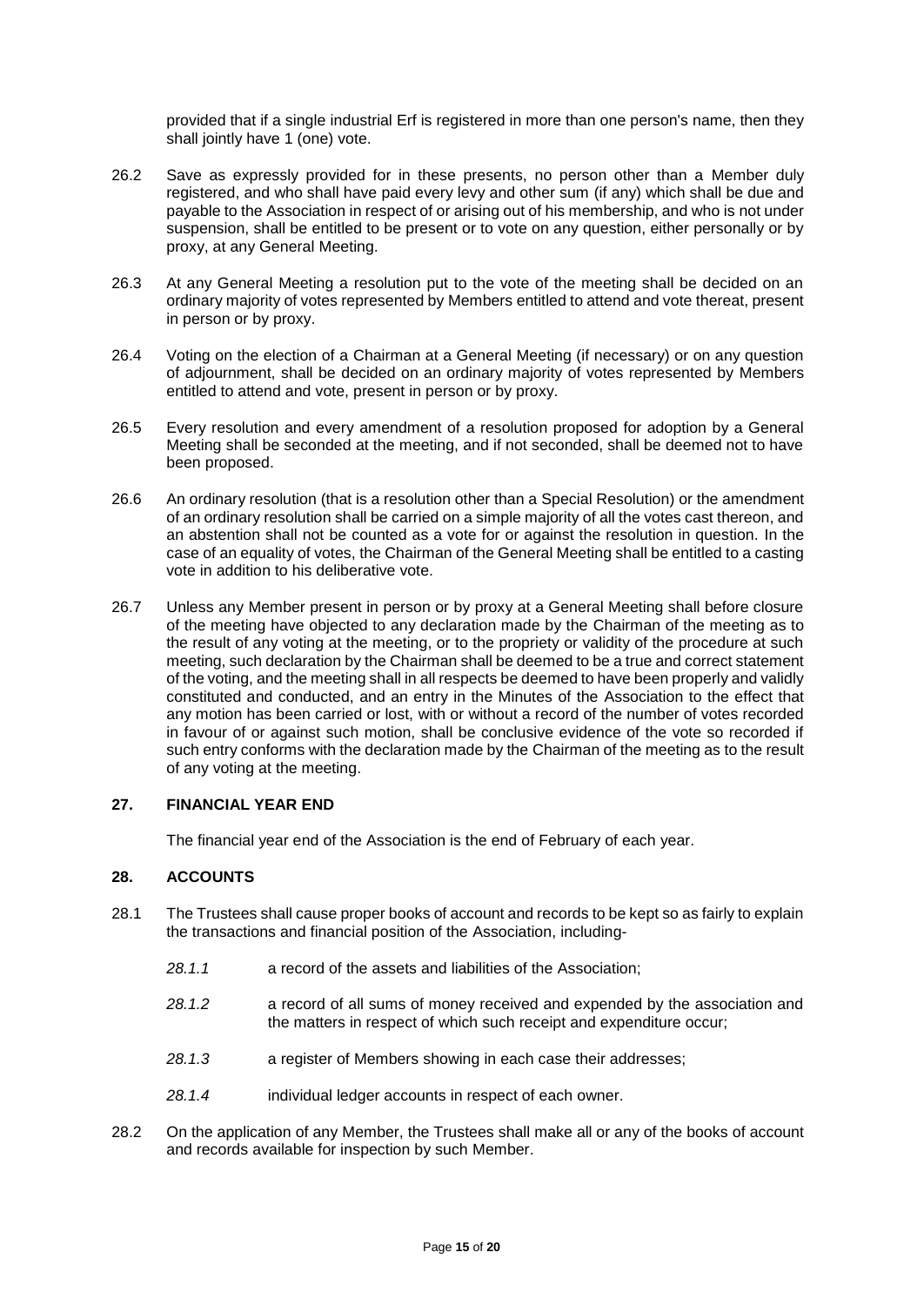provided that if a single industrial Erf is registered in more than one person's name, then they shall jointly have 1 (one) vote.

26.2 Save as expressly provided for in these presents, no person other than a Member duly registered, and who shall have paid every levy and other sum (if any) which shall be due and payable to the Association in respect of or arising out of his membership, and who is not under suspension, shall be entitled to be present or to vote on any question, either personally or by proxy, at any General Meeting.

26.3 At any General Meeting a resolution put to the vote of the meeting shall be decided on an ordinary majority of votes represented by Members entitled to attend and vote thereat, present in person or by proxy.

26.4 Voting on the election of a Chairman at a General Meeting (if necessary) or on any question of adjournment, shall be decided on an ordinary majority of votes represented by Members entitled to attend and vote, present in person or by proxy.

26.5 Every resolution and every amendment of a resolution proposed for adoption by a General Meeting shall be seconded at the meeting, and if not seconded, shall be deemed not to have been proposed.

26.6 An ordinary resolution (that is a resolution other than a Special Resolution) or the amendment of an ordinary resolution shall be carried on a simple majority of all the votes cast thereon, and an abstention shall not be counted as a vote for or against the resolution in question. In the case of an equality of votes, the Chairman of the General Meeting shall be entitled to a casting vote in addition to his deliberative vote.

26.7 Unless any Member present in person or by proxy at a General Meeting shall before closure of the meeting have objected to any declaration made by the Chairman of the meeting as to the result of any voting at the meeting, or to the propriety or validity of the procedure at such meeting, such declaration by the Chairman shall be deemed to be a true and correct statement of the voting, and the meeting shall in all respects be deemed to have been properly and validly constituted and conducted, and an entry in the Minutes of the Association to the effect that any motion has been carried or lost, with or without a record of the number of votes recorded in favour of or against such motion, shall be conclusive evidence of the vote so recorded if such entry conforms with the declaration made by the Chairman of the meeting as to the result of any voting at the meeting.

## 27. FINANCIAL YEAR END

The financial year end of the Association is the end of February of each year.

## 28. ACCOUNTS

28.1 The Trustees shall cause proper books of account and records to be kept so as fairly to explain the transactions and financial position of the Association, including-

*28.1.1* a record of the assets and liabilities of the Association;

*28.1.2* a record of all sums of money received and expended by the association and the matters in respect of which such receipt and expenditure occur;

*28.1.3* a register of Members showing in each case their addresses;

*28.1.4* individual ledger accounts in respect of each owner.

28.2 On the application of any Member, the Trustees shall make all or any of the books of account and records available for inspection by such Member.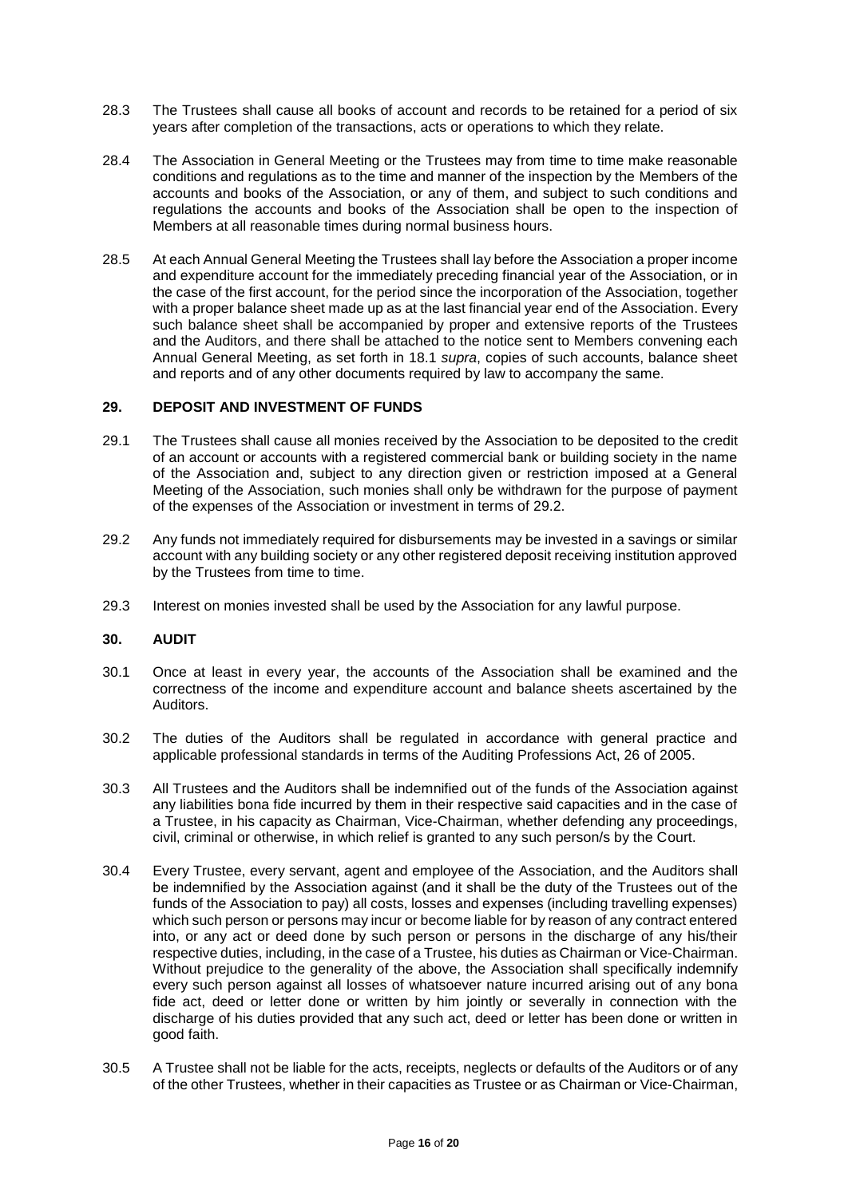28.3 The Trustees shall cause all books of account and records to be retained for a period of six years after completion of the transactions, acts or operations to which they relate.

28.4 The Association in General Meeting or the Trustees may from time to time make reasonable conditions and regulations as to the time and manner of the inspection by the Members of the accounts and books of the Association, or any of them, and subject to such conditions and regulations the accounts and books of the Association shall be open to the inspection of Members at all reasonable times during normal business hours.

28.5 At each Annual General Meeting the Trustees shall lay before the Association a proper income and expenditure account for the immediately preceding financial year of the Association, or in the case of the first account, for the period since the incorporation of the Association, together with a proper balance sheet made up as at the last financial year end of the Association. Every such balance sheet shall be accompanied by proper and extensive reports of the Trustees and the Auditors, and there shall be attached to the notice sent to Members convening each Annual General Meeting, as set forth in 18.1 *supra*, copies of such accounts, balance sheet and reports and of any other documents required by law to accompany the same.

## 29. DEPOSIT AND INVESTMENT OF FUNDS

29.1 The Trustees shall cause all monies received by the Association to be deposited to the credit of an account or accounts with a registered commercial bank or building society in the name of the Association and, subject to any direction given or restriction imposed at a General Meeting of the Association, such monies shall only be withdrawn for the purpose of payment of the expenses of the Association or investment in terms of 29.2.

29.2 Any funds not immediately required for disbursements may be invested in a savings or similar account with any building society or any other registered deposit receiving institution approved by the Trustees from time to time.

29.3 Interest on monies invested shall be used by the Association for any lawful purpose.

## 30. AUDIT

30.1 Once at least in every year, the accounts of the Association shall be examined and the correctness of the income and expenditure account and balance sheets ascertained by the Auditors.

30.2 The duties of the Auditors shall be regulated in accordance with general practice and applicable professional standards in terms of the Auditing Professions Act, 26 of 2005.

30.3 All Trustees and the Auditors shall be indemnified out of the funds of the Association against any liabilities bona fide incurred by them in their respective said capacities and in the case of a Trustee, in his capacity as Chairman, Vice-Chairman, whether defending any proceedings, civil, criminal or otherwise, in which relief is granted to any such person/s by the Court.

30.4 Every Trustee, every servant, agent and employee of the Association, and the Auditors shall be indemnified by the Association against (and it shall be the duty of the Trustees out of the funds of the Association to pay) all costs, losses and expenses (including travelling expenses) which such person or persons may incur or become liable for by reason of any contract entered into, or any act or deed done by such person or persons in the discharge of any his/their respective duties, including, in the case of a Trustee, his duties as Chairman or Vice-Chairman. Without prejudice to the generality of the above, the Association shall specifically indemnify every such person against all losses of whatsoever nature incurred arising out of any bona fide act, deed or letter done or written by him jointly or severally in connection with the discharge of his duties provided that any such act, deed or letter has been done or written in good faith.

30.5 A Trustee shall not be liable for the acts, receipts, neglects or defaults of the Auditors or of any of the other Trustees, whether in their capacities as Trustee or as Chairman or Vice-Chairman,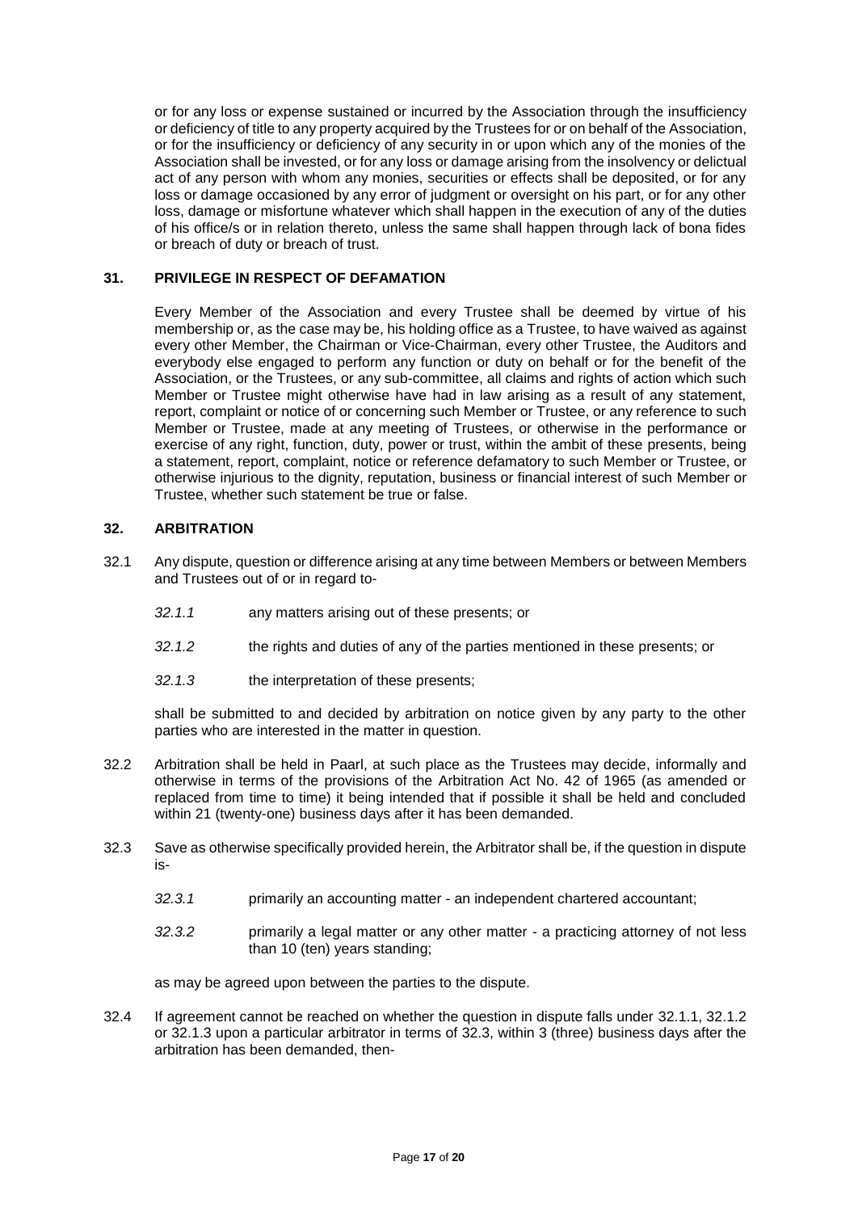or for any loss or expense sustained or incurred by the Association through the insufficiency or deficiency of title to any property acquired by the Trustees for or on behalf of the Association, or for the insufficiency or deficiency of any security in or upon which any of the monies of the Association shall be invested, or for any loss or damage arising from the insolvency or delictual act of any person with whom any monies, securities or effects shall be deposited, or for any loss or damage occasioned by any error of judgment or oversight on his part, or for any other loss, damage or misfortune whatever which shall happen in the execution of any of the duties of his office/s or in relation thereto, unless the same shall happen through lack of bona fides or breach of duty or breach of trust.

## 31. PRIVILEGE IN RESPECT OF DEFAMATION

Every Member of the Association and every Trustee shall be deemed by virtue of his membership or, as the case may be, his holding office as a Trustee, to have waived as against every other Member, the Chairman or Vice-Chairman, every other Trustee, the Auditors and everybody else engaged to perform any function or duty on behalf or for the benefit of the Association, or the Trustees, or any sub-committee, all claims and rights of action which such Member or Trustee might otherwise have had in law arising as a result of any statement, report, complaint or notice of or concerning such Member or Trustee, or any reference to such Member or Trustee, made at any meeting of Trustees, or otherwise in the performance or exercise of any right, function, duty, power or trust, within the ambit of these presents, being a statement, report, complaint, notice or reference defamatory to such Member or Trustee, or otherwise injurious to the dignity, reputation, business or financial interest of such Member or Trustee, whether such statement be true or false.

## 32. ARBITRATION

32.1 Any dispute, question or difference arising at any time between Members or between Members and Trustees out of or in regard to-

*32.1.1* any matters arising out of these presents; or

*32.1.2* the rights and duties of any of the parties mentioned in these presents; or

*32.1.3* the interpretation of these presents;

shall be submitted to and decided by arbitration on notice given by any party to the other parties who are interested in the matter in question.

32.2 Arbitration shall be held in Paarl, at such place as the Trustees may decide, informally and otherwise in terms of the provisions of the Arbitration Act No. 42 of 1965 (as amended or replaced from time to time) it being intended that if possible it shall be held and concluded within 21 (twenty-one) business days after it has been demanded.

32.3 Save as otherwise specifically provided herein, the Arbitrator shall be, if the question in dispute is-

*32.3.1* primarily an accounting matter - an independent chartered accountant;

*32.3.2* primarily a legal matter or any other matter - a practicing attorney of not less than 10 (ten) years standing;

as may be agreed upon between the parties to the dispute.

32.4 If agreement cannot be reached on whether the question in dispute falls under 32.1.1, 32.1.2 or 32.1.3 upon a particular arbitrator in terms of 32.3, within 3 (three) business days after the arbitration has been demanded, then-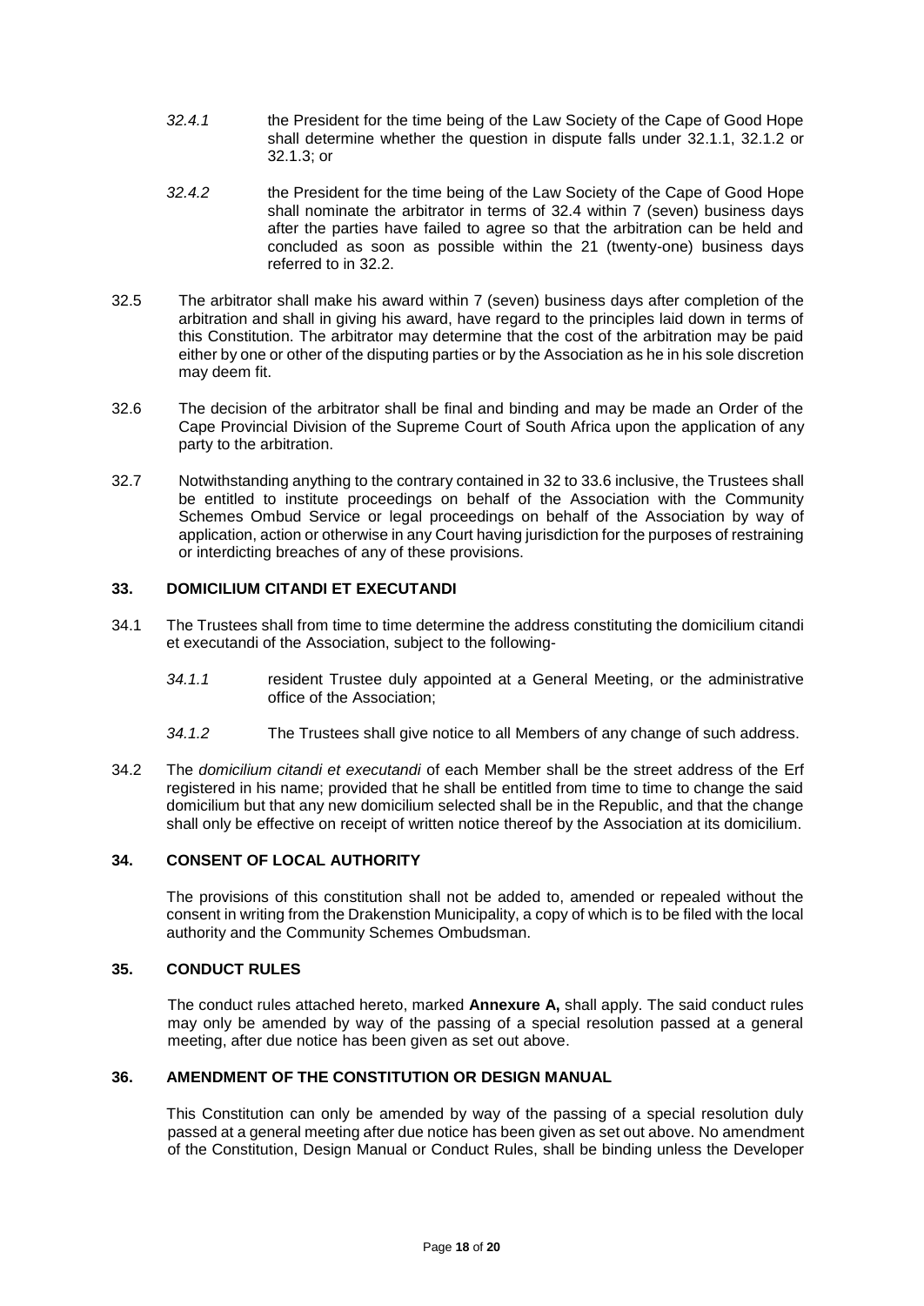*32.4.1* the President for the time being of the Law Society of the Cape of Good Hope shall determine whether the question in dispute falls under 32.1.1, 32.1.2 or 32.1.3; or

*32.4.2* the President for the time being of the Law Society of the Cape of Good Hope shall nominate the arbitrator in terms of 32.4 within 7 (seven) business days after the parties have failed to agree so that the arbitration can be held and concluded as soon as possible within the 21 (twenty-one) business days referred to in 32.2.

32.5 The arbitrator shall make his award within 7 (seven) business days after completion of the arbitration and shall in giving his award, have regard to the principles laid down in terms of this Constitution. The arbitrator may determine that the cost of the arbitration may be paid either by one or other of the disputing parties or by the Association as he in his sole discretion may deem fit.

32.6 The decision of the arbitrator shall be final and binding and may be made an Order of the Cape Provincial Division of the Supreme Court of South Africa upon the application of any party to the arbitration.

32.7 Notwithstanding anything to the contrary contained in 32 to 33.6 inclusive, the Trustees shall be entitled to institute proceedings on behalf of the Association with the Community Schemes Ombud Service or legal proceedings on behalf of the Association by way of application, action or otherwise in any Court having jurisdiction for the purposes of restraining or interdicting breaches of any of these provisions.

## 33. DOMICILIUM CITANDI ET EXECUTANDI

34.1 The Trustees shall from time to time determine the address constituting the domicilium citandi et executandi of the Association, subject to the following-

*34.1.1* resident Trustee duly appointed at a General Meeting, or the administrative office of the Association;

*34.1.2* The Trustees shall give notice to all Members of any change of such address.

34.2 The *domicilium citandi et executandi* of each Member shall be the street address of the Erf registered in his name; provided that he shall be entitled from time to time to change the said domicilium but that any new domicilium selected shall be in the Republic, and that the change shall only be effective on receipt of written notice thereof by the Association at its domicilium.

## 34. CONSENT OF LOCAL AUTHORITY

The provisions of this constitution shall not be added to, amended or repealed without the consent in writing from the Drakenstion Municipality, a copy of which is to be filed with the local authority and the Community Schemes Ombudsman.

## 35. CONDUCT RULES

The conduct rules attached hereto, marked **Annexure A,** shall apply. The said conduct rules may only be amended by way of the passing of a special resolution passed at a general meeting, after due notice has been given as set out above.

## 36. AMENDMENT OF THE CONSTITUTION OR DESIGN MANUAL

This Constitution can only be amended by way of the passing of a special resolution duly passed at a general meeting after due notice has been given as set out above. No amendment of the Constitution, Design Manual or Conduct Rules, shall be binding unless the Developer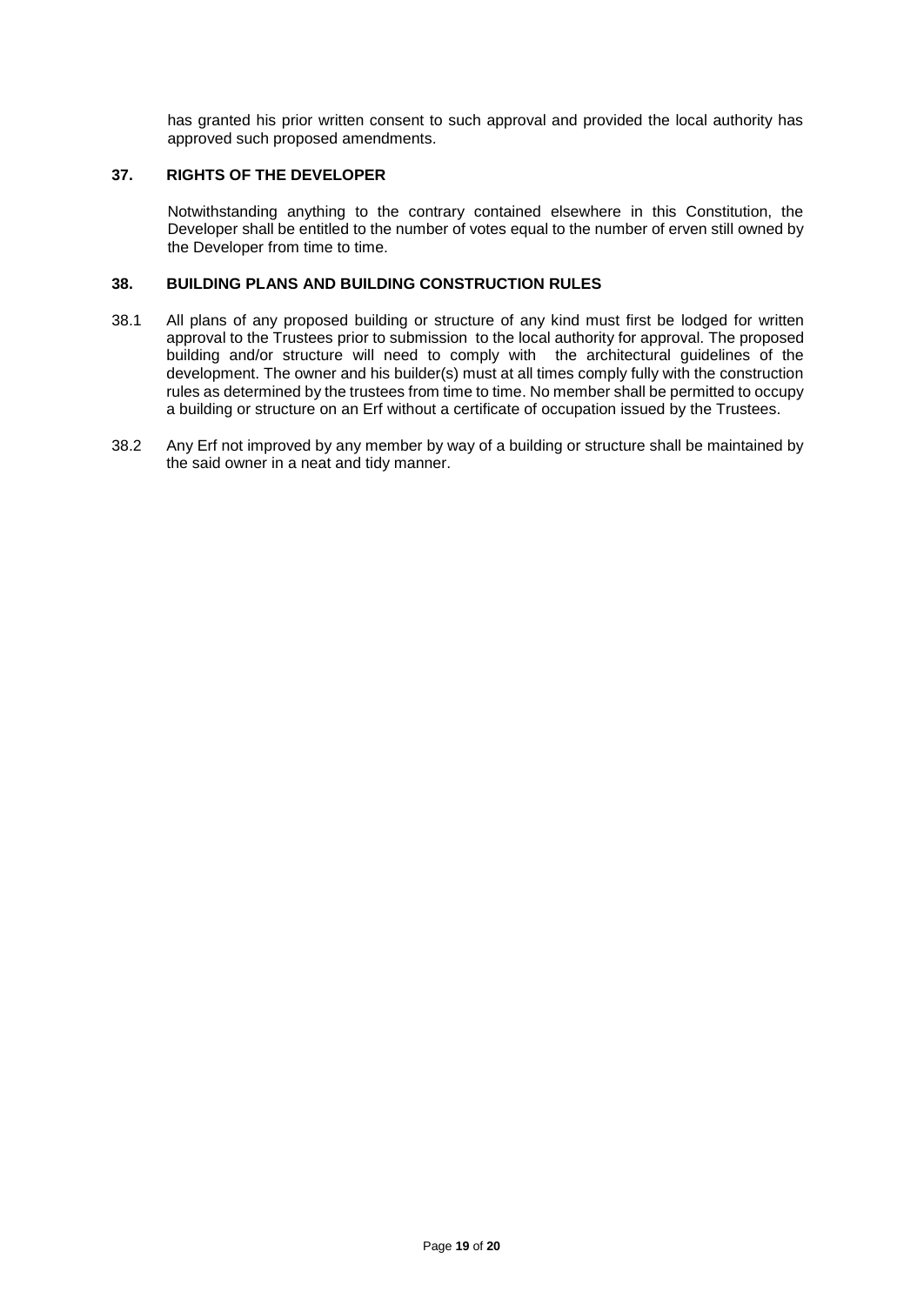has granted his prior written consent to such approval and provided the local authority has approved such proposed amendments.

## 37. RIGHTS OF THE DEVELOPER

Notwithstanding anything to the contrary contained elsewhere in this Constitution, the Developer shall be entitled to the number of votes equal to the number of erven still owned by the Developer from time to time.

## 38. BUILDING PLANS AND BUILDING CONSTRUCTION RULES

38.1 All plans of any proposed building or structure of any kind must first be lodged for written approval to the Trustees prior to submission to the local authority for approval. The proposed building and/or structure will need to comply with the architectural guidelines of the development. The owner and his builder(s) must at all times comply fully with the construction rules as determined by the trustees from time to time. No member shall be permitted to occupy a building or structure on an Erf without a certificate of occupation issued by the Trustees.

38.2 Any Erf not improved by any member by way of a building or structure shall be maintained by the said owner in a neat and tidy manner.